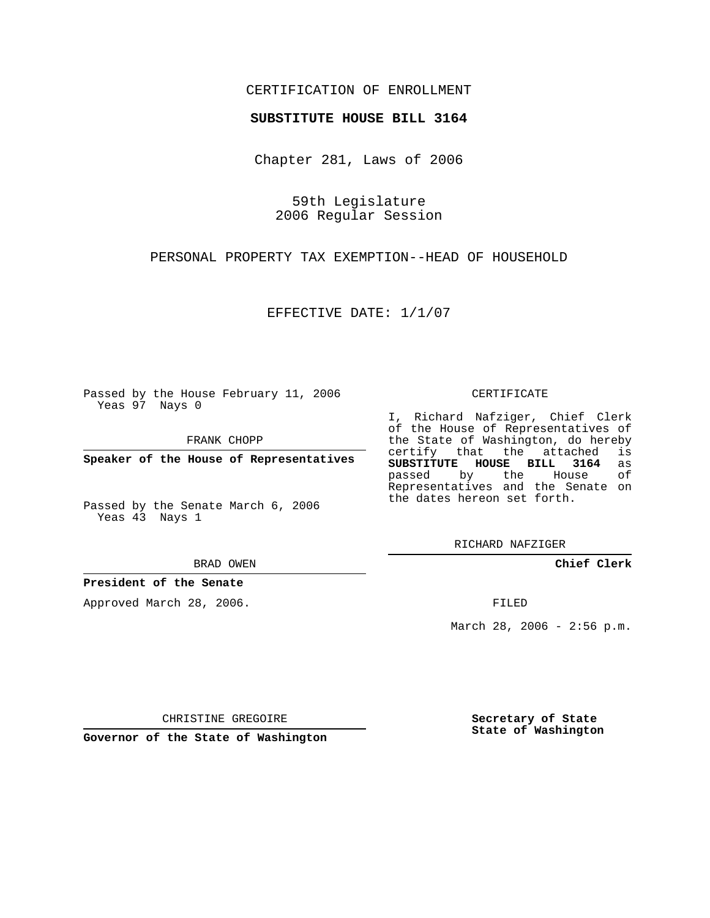CERTIFICATION OF ENROLLMENT

**SUBSTITUTE HOUSE BILL 3164**

Chapter 281, Laws of 2006

59th Legislature
2006 Regular Session

PERSONAL PROPERTY TAX EXEMPTION--HEAD OF HOUSEHOLD

EFFECTIVE DATE: 1/1/07

Passed by the House February 11, 2006
Yeas 97 Nays 0

FRANK CHOPP

**Speaker of the House of Representatives**

Passed by the Senate March 6, 2006
Yeas 43 Nays 1

BRAD OWEN

**President of the Senate**

Approved March 28, 2006.

CHRISTINE GREGOIRE

**Governor of the State of Washington**

CERTIFICATE

I, Richard Nafziger, Chief Clerk of the House of Representatives of the State of Washington, do hereby certify that the attached is **SUBSTITUTE HOUSE BILL 3164** as passed by the House of Representatives and the Senate on the dates hereon set forth.

RICHARD NAFZIGER

**Chief Clerk**

FILED

March 28, 2006 - 2:56 p.m.

**Secretary of State**
**State of Washington**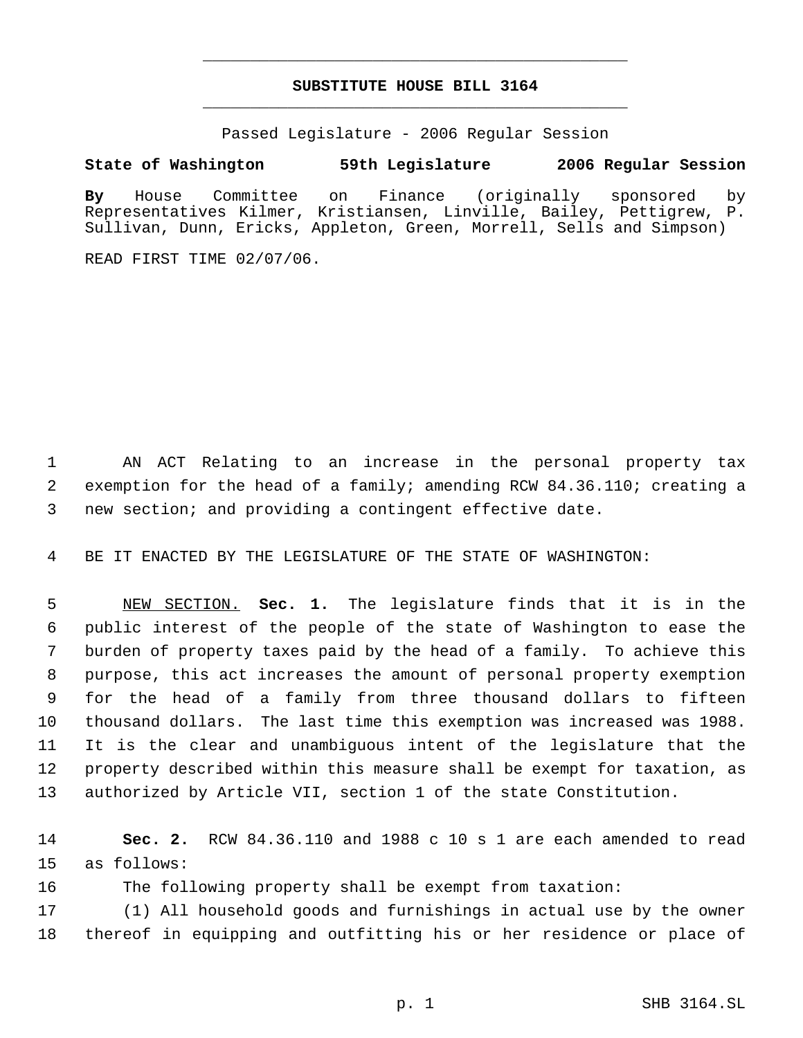# SUBSTITUTE HOUSE BILL 3164

Passed Legislature - 2006 Regular Session

**State of Washington 59th Legislature 2006 Regular Session**

**By** House Committee on Finance (originally sponsored by Representatives Kilmer, Kristiansen, Linville, Bailey, Pettigrew, P. Sullivan, Dunn, Ericks, Appleton, Green, Morrell, Sells and Simpson)

READE FIRST TIME 02/07/06.

1 AN ACT Relating to an increase in the personal property tax
2 exemption for the head of a family; amending RCW 84.36.110; creating a
3 new section; and providing a contingent effective date.

4 BE IT ENACTED BY THE LEGISLATURE OF THE STATE OF WASHINGTON:

5 NEW SECTION. **Sec. 1.** The legislature finds that it is in the
6 public interest of the people of the state of Washington to ease the
7 burden of property taxes paid by the head of a family. To achieve this
8 purpose, this act increases the amount of personal property exemption
9 for the head of a family from three thousand dollars to fifteen
10 thousand dollars. The last time this exemption was increased was 1988.
11 It is the clear and unambiguous intent of the legislature that the
12 property described within this measure shall be exempt for taxation, as
13 authorized by Article VII, section 1 of the state Constitution.

14 **Sec. 2.** RCW 84.36.110 and 1988 c 10 s 1 are each amended to read
15 as follows:
16 The following property shall be exempt from taxation:
17 (1) All household goods and furnishings in actual use by the owner
18 thereof in equipping and outfitting his or her residence or place of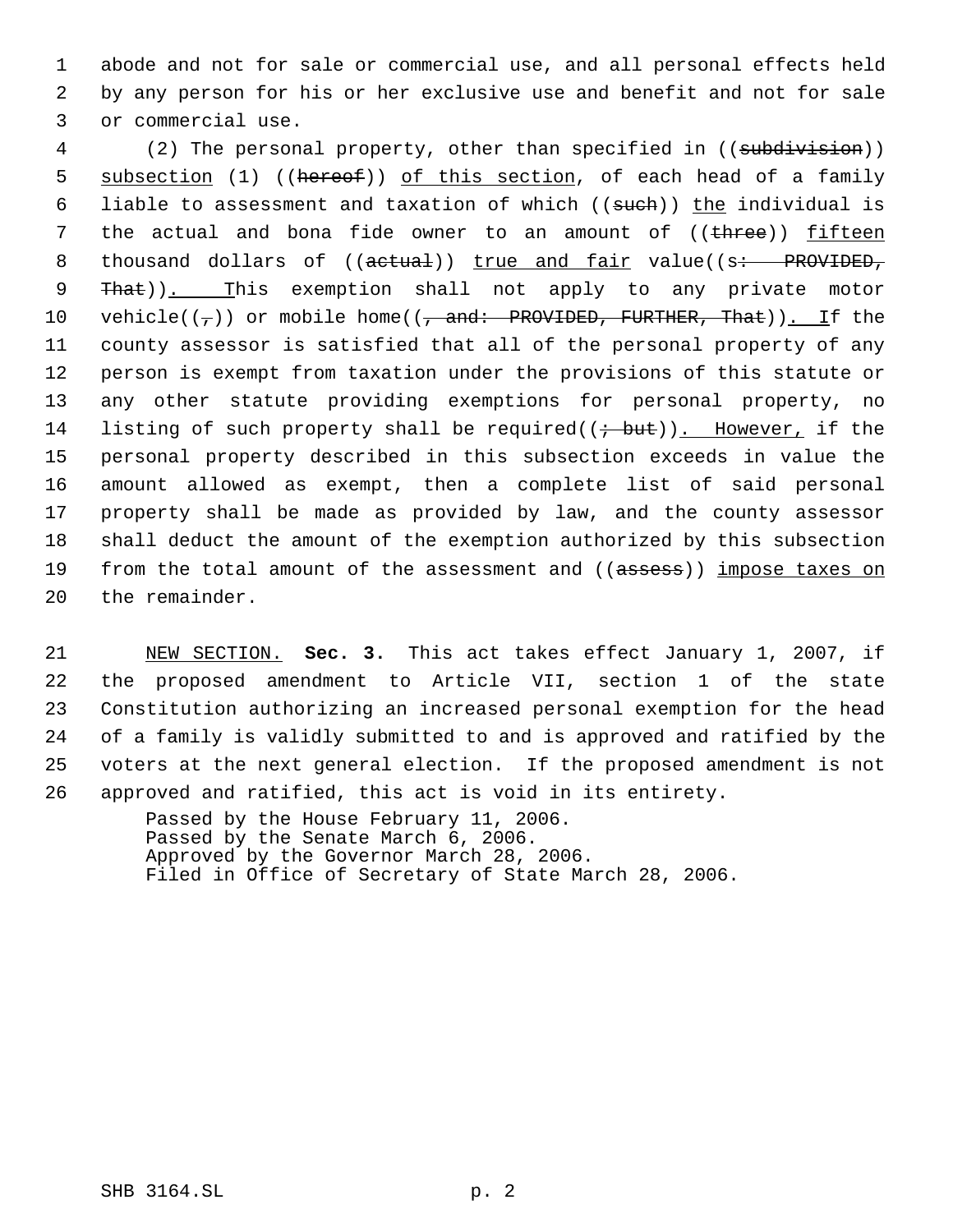abode and not for sale or commercial use, and all personal effects held by any person for his or her exclusive use and benefit and not for sale or commercial use.

(2) The personal property, other than specified in ((~~subdivision~~)) subsection (1) ((~~hereof~~)) of this section, of each head of a family liable to assessment and taxation of which ((~~such~~)) the individual is the actual and bona fide owner to an amount of ((~~three~~)) fifteen thousand dollars of ((~~actual~~)) true and fair value((~~s: PROVIDED, That~~)). This exemption shall not apply to any private motor vehicle((~~,~~)) or mobile home((~~, and: PROVIDED, FURTHER, That~~)). If the county assessor is satisfied that all of the personal property of any person is exempt from taxation under the provisions of this statute or any other statute providing exemptions for personal property, no listing of such property shall be required((~~; but~~)). However, if the personal property described in this subsection exceeds in value the amount allowed as exempt, then a complete list of said personal property shall be made as provided by law, and the county assessor shall deduct the amount of the exemption authorized by this subsection from the total amount of the assessment and ((~~assess~~)) impose taxes on the remainder.

NEW SECTION. **Sec. 3.** This act takes effect January 1, 2007, if the proposed amendment to Article VII, section 1 of the state Constitution authorizing an increased personal exemption for the head of a family is validly submitted to and is approved and ratified by the voters at the next general election. If the proposed amendment is not approved and ratified, this act is void in its entirety.

Passed by the House February 11, 2006.
Passed by the Senate March 6, 2006.
Approved by the Governor March 28, 2006.
Filed in Office of Secretary of State March 28, 2006.